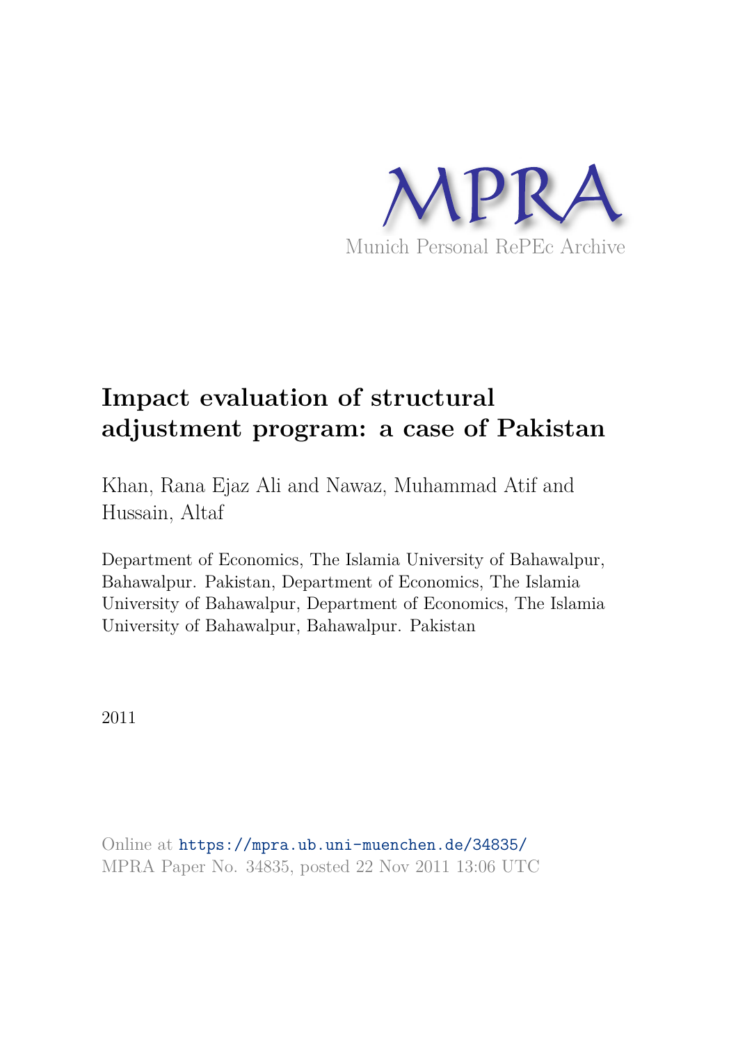MPRA

Munich Personal RePEc Archive

# Impact evaluation of structural adjustment program: a case of Pakistan

Khan, Rana Ejaz Ali and Nawaz, Muhammad Atif and Hussain, Altaf

Department of Economics, The Islamia University of Bahawalpur, Bahawalpur. Pakistan, Department of Economics, The Islamia University of Bahawalpur, Department of Economics, The Islamia University of Bahawalpur, Bahawalpur. Pakistan

2011

Online at https://mpra.ub.uni-muenchen.de/34835/
MPRA Paper No. 34835, posted 22 Nov 2011 13:06 UTC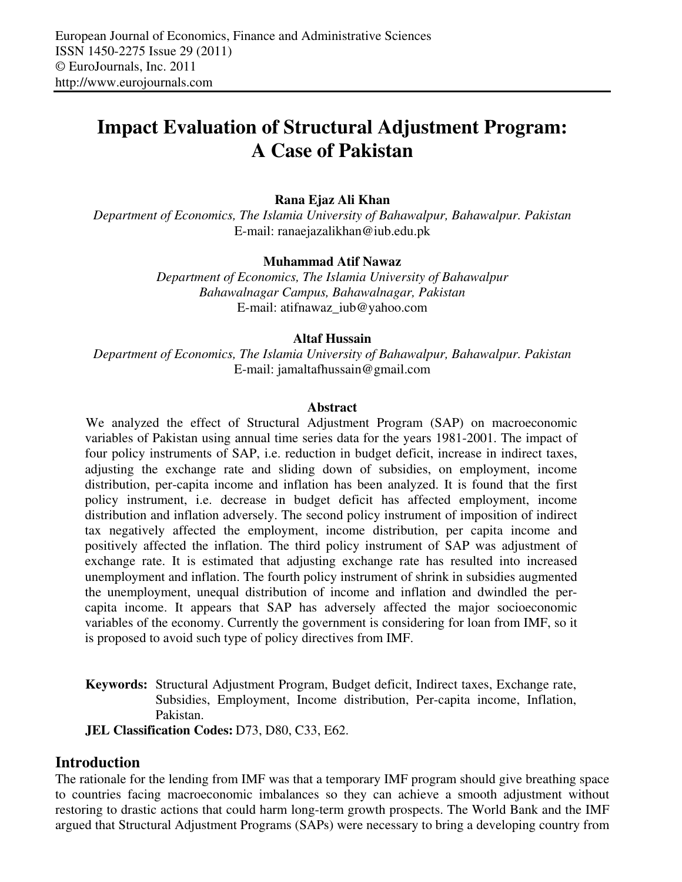# Impact Evaluation of Structural Adjustment Program: A Case of Pakistan

**Rana Ejaz Ali Khan**
*Department of Economics, The Islamia University of Bahawalpur, Bahawalpur. Pakistan*
E-mail: ranaejazalikhan@iub.edu.pk

**Muhammad Atif Nawaz**
*Department of Economics, The Islamia University of Bahawalpur*
*Bahawalnagar Campus, Bahawalnagar, Pakistan*
E-mail: atifnawaz_iub@yahoo.com

**Altaf Hussain**
*Department of Economics, The Islamia University of Bahawalpur, Bahawalpur. Pakistan*
E-mail: jamaltafhussain@gmail.com

## Abstract

We analyzed the effect of Structural Adjustment Program (SAP) on macroeconomic variables of Pakistan using annual time series data for the years 1981-2001. The impact of four policy instruments of SAP, i.e. reduction in budget deficit, increase in indirect taxes, adjusting the exchange rate and sliding down of subsidies, on employment, income distribution, per-capita income and inflation has been analyzed. It is found that the first policy instrument, i.e. decrease in budget deficit has affected employment, income distribution and inflation adversely. The second policy instrument of imposition of indirect tax negatively affected the employment, income distribution, per capita income and positively affected the inflation. The third policy instrument of SAP was adjustment of exchange rate. It is estimated that adjusting exchange rate has resulted into increased unemployment and inflation. The fourth policy instrument of shrink in subsidies augmented the unemployment, unequal distribution of income and inflation and dwindled the per-capita income. It appears that SAP has adversely affected the major socioeconomic variables of the economy. Currently the government is considering for loan from IMF, so it is proposed to avoid such type of policy directives from IMF.

**Keywords:** Structural Adjustment Program, Budget deficit, Indirect taxes, Exchange rate, Subsidies, Employment, Income distribution, Per-capita income, Inflation, Pakistan.

**JEL Classification Codes:** D73, D80, C33, E62.

## Introduction

The rationale for the lending from IMF was that a temporary IMF program should give breathing space to countries facing macroeconomic imbalances so they can achieve a smooth adjustment without restoring to drastic actions that could harm long-term growth prospects. The World Bank and the IMF argued that Structural Adjustment Programs (SAPs) were necessary to bring a developing country from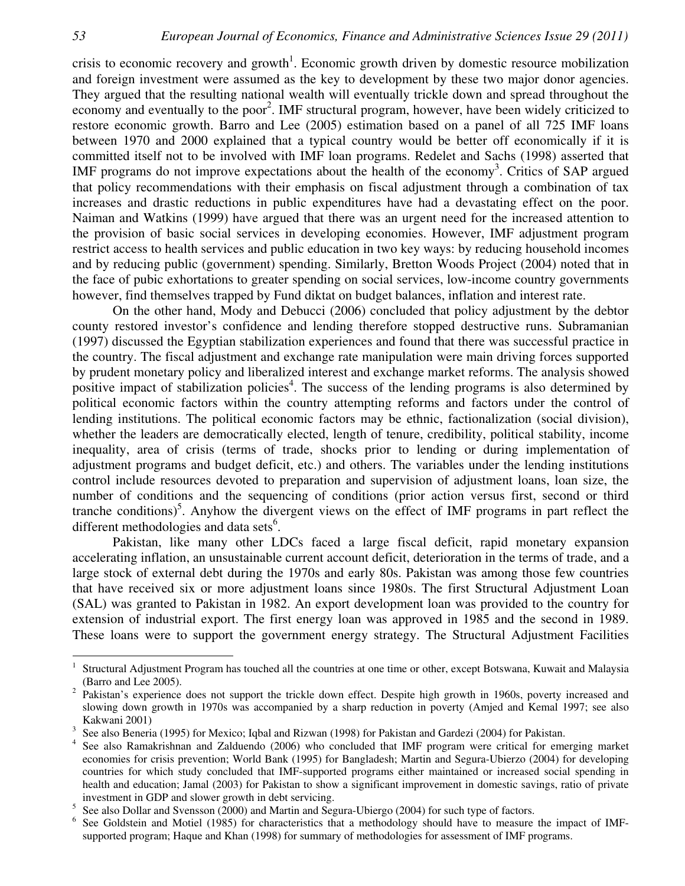crisis to economic recovery and growth[1]. Economic growth driven by domestic resource mobilization and foreign investment were assumed as the key to development by these two major donor agencies. They argued that the resulting national wealth will eventually trickle down and spread throughout the economy and eventually to the poor[2]. IMF structural program, however, have been widely criticized to restore economic growth. Barro and Lee (2005) estimation based on a panel of all 725 IMF loans between 1970 and 2000 explained that a typical country would be better off economically if it is committed itself not to be involved with IMF loan programs. Redelet and Sachs (1998) asserted that IMF programs do not improve expectations about the health of the economy[3]. Critics of SAP argued that policy recommendations with their emphasis on fiscal adjustment through a combination of tax increases and drastic reductions in public expenditures have had a devastating effect on the poor. Naiman and Watkins (1999) have argued that there was an urgent need for the increased attention to the provision of basic social services in developing economies. However, IMF adjustment program restrict access to health services and public education in two key ways: by reducing household incomes and by reducing public (government) spending. Similarly, Bretton Woods Project (2004) noted that in the face of pubic exhortations to greater spending on social services, low-income country governments however, find themselves trapped by Fund diktat on budget balances, inflation and interest rate.

On the other hand, Mody and Debucci (2006) concluded that policy adjustment by the debtor county restored investor's confidence and lending therefore stopped destructive runs. Subramanian (1997) discussed the Egyptian stabilization experiences and found that there was successful practice in the country. The fiscal adjustment and exchange rate manipulation were main driving forces supported by prudent monetary policy and liberalized interest and exchange market reforms. The analysis showed positive impact of stabilization policies[4]. The success of the lending programs is also determined by political economic factors within the country attempting reforms and factors under the control of lending institutions. The political economic factors may be ethnic, factionalization (social division), whether the leaders are democratically elected, length of tenure, credibility, political stability, income inequality, area of crisis (terms of trade, shocks prior to lending or during implementation of adjustment programs and budget deficit, etc.) and others. The variables under the lending institutions control include resources devoted to preparation and supervision of adjustment loans, loan size, the number of conditions and the sequencing of conditions (prior action versus first, second or third tranche conditions)[5]. Anyhow the divergent views on the effect of IMF programs in part reflect the different methodologies and data sets[6].

Pakistan, like many other LDCs faced a large fiscal deficit, rapid monetary expansion accelerating inflation, an unsustainable current account deficit, deterioration in the terms of trade, and a large stock of external debt during the 1970s and early 80s. Pakistan was among those few countries that have received six or more adjustment loans since 1980s. The first Structural Adjustment Loan (SAL) was granted to Pakistan in 1982. An export development loan was provided to the country for extension of industrial export. The first energy loan was approved in 1985 and the second in 1989. These loans were to support the government energy strategy. The Structural Adjustment Facilities

---

[1] Structural Adjustment Program has touched all the countries at one time or other, except Botswana, Kuwait and Malaysia (Barro and Lee 2005).

[2] Pakistan's experience does not support the trickle down effect. Despite high growth in 1960s, poverty increased and slowing down growth in 1970s was accompanied by a sharp reduction in poverty (Amjed and Kemal 1997; see also Kakwani 2001)

[3] See also Beneria (1995) for Mexico; Iqbal and Rizwan (1998) for Pakistan and Gardezi (2004) for Pakistan.

[4] See also Ramakrishnan and Zalduendo (2006) who concluded that IMF program were critical for emerging market economies for crisis prevention; World Bank (1995) for Bangladesh; Martin and Segura-Ubierzo (2004) for developing countries for which study concluded that IMF-supported programs either maintained or increased social spending in health and education; Jamal (2003) for Pakistan to show a significant improvement in domestic savings, ratio of private investment in GDP and slower growth in debt servicing.

[5] See also Dollar and Svensson (2000) and Martin and Segura-Ubiergo (2004) for such type of factors.

[6] See Goldstein and Motiel (1985) for characteristics that a methodology should have to measure the impact of IMF-supported program; Haque and Khan (1998) for summary of methodologies for assessment of IMF programs.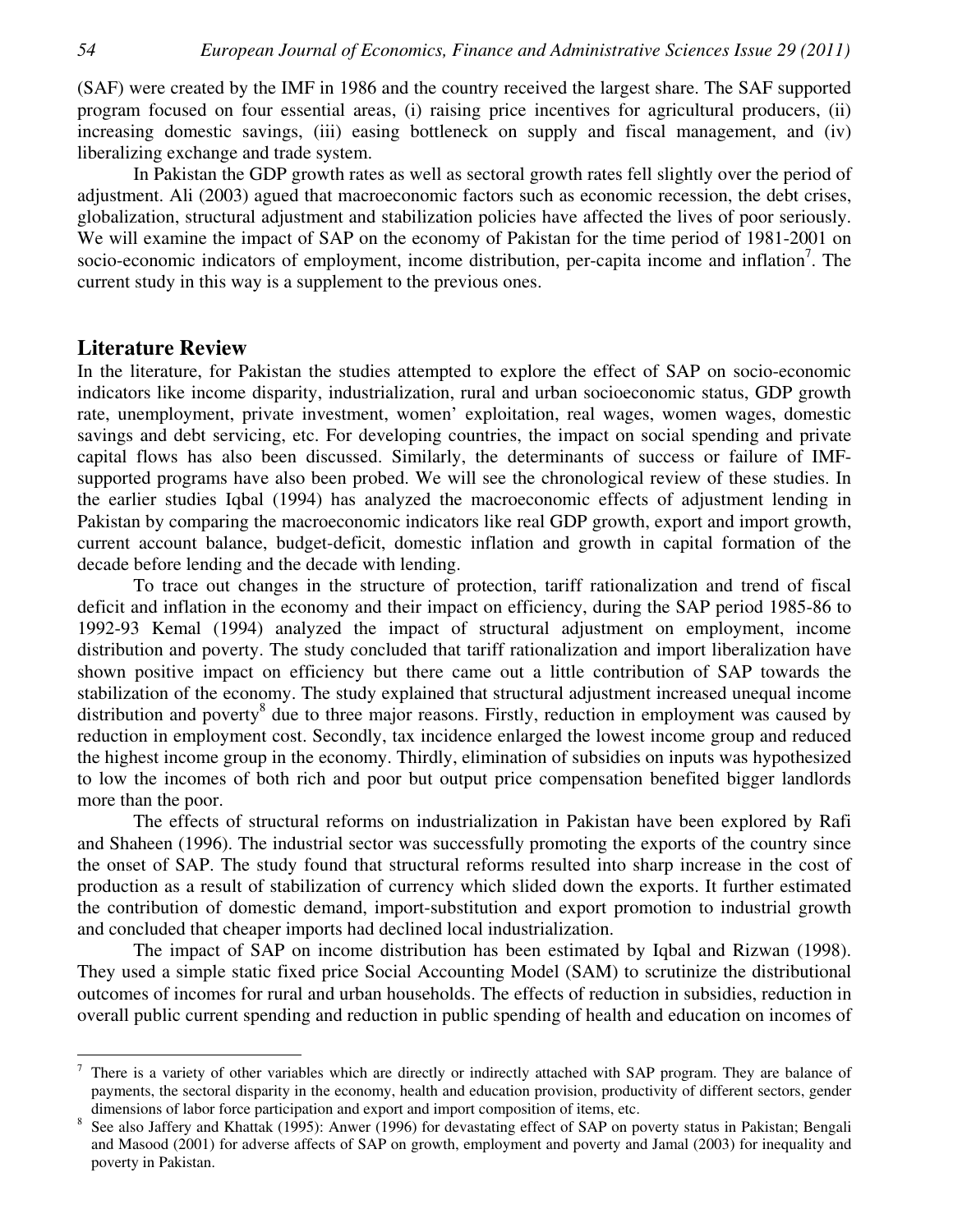(SAF) were created by the IMF in 1986 and the country received the largest share. The SAF supported program focused on four essential areas, (i) raising price incentives for agricultural producers, (ii) increasing domestic savings, (iii) easing bottleneck on supply and fiscal management, and (iv) liberalizing exchange and trade system.

In Pakistan the GDP growth rates as well as sectoral growth rates fell slightly over the period of adjustment. Ali (2003) agued that macroeconomic factors such as economic recession, the debt crises, globalization, structural adjustment and stabilization policies have affected the lives of poor seriously. We will examine the impact of SAP on the economy of Pakistan for the time period of 1981-2001 on socio-economic indicators of employment, income distribution, per-capita income and inflation[7]. The current study in this way is a supplement to the previous ones.

## Literature Review

In the literature, for Pakistan the studies attempted to explore the effect of SAP on socio-economic indicators like income disparity, industrialization, rural and urban socioeconomic status, GDP growth rate, unemployment, private investment, women' exploitation, real wages, women wages, domestic savings and debt servicing, etc. For developing countries, the impact on social spending and private capital flows has also been discussed. Similarly, the determinants of success or failure of IMF-supported programs have also been probed. We will see the chronological review of these studies. In the earlier studies Iqbal (1994) has analyzed the macroeconomic effects of adjustment lending in Pakistan by comparing the macroeconomic indicators like real GDP growth, export and import growth, current account balance, budget-deficit, domestic inflation and growth in capital formation of the decade before lending and the decade with lending.

To trace out changes in the structure of protection, tariff rationalization and trend of fiscal deficit and inflation in the economy and their impact on efficiency, during the SAP period 1985-86 to 1992-93 Kemal (1994) analyzed the impact of structural adjustment on employment, income distribution and poverty. The study concluded that tariff rationalization and import liberalization have shown positive impact on efficiency but there came out a little contribution of SAP towards the stabilization of the economy. The study explained that structural adjustment increased unequal income distribution and poverty[8] due to three major reasons. Firstly, reduction in employment was caused by reduction in employment cost. Secondly, tax incidence enlarged the lowest income group and reduced the highest income group in the economy. Thirdly, elimination of subsidies on inputs was hypothesized to low the incomes of both rich and poor but output price compensation benefited bigger landlords more than the poor.

The effects of structural reforms on industrialization in Pakistan have been explored by Rafi and Shaheen (1996). The industrial sector was successfully promoting the exports of the country since the onset of SAP. The study found that structural reforms resulted into sharp increase in the cost of production as a result of stabilization of currency which slided down the exports. It further estimated the contribution of domestic demand, import-substitution and export promotion to industrial growth and concluded that cheaper imports had declined local industrialization.

The impact of SAP on income distribution has been estimated by Iqbal and Rizwan (1998). They used a simple static fixed price Social Accounting Model (SAM) to scrutinize the distributional outcomes of incomes for rural and urban households. The effects of reduction in subsidies, reduction in overall public current spending and reduction in public spending of health and education on incomes of

---

[7] There is a variety of other variables which are directly or indirectly attached with SAP program. They are balance of payments, the sectoral disparity in the economy, health and education provision, productivity of different sectors, gender dimensions of labor force participation and export and import composition of items, etc.

[8] See also Jaffery and Khattak (1995): Anwer (1996) for devastating effect of SAP on poverty status in Pakistan; Bengali and Masood (2001) for adverse affects of SAP on growth, employment and poverty and Jamal (2003) for inequality and poverty in Pakistan.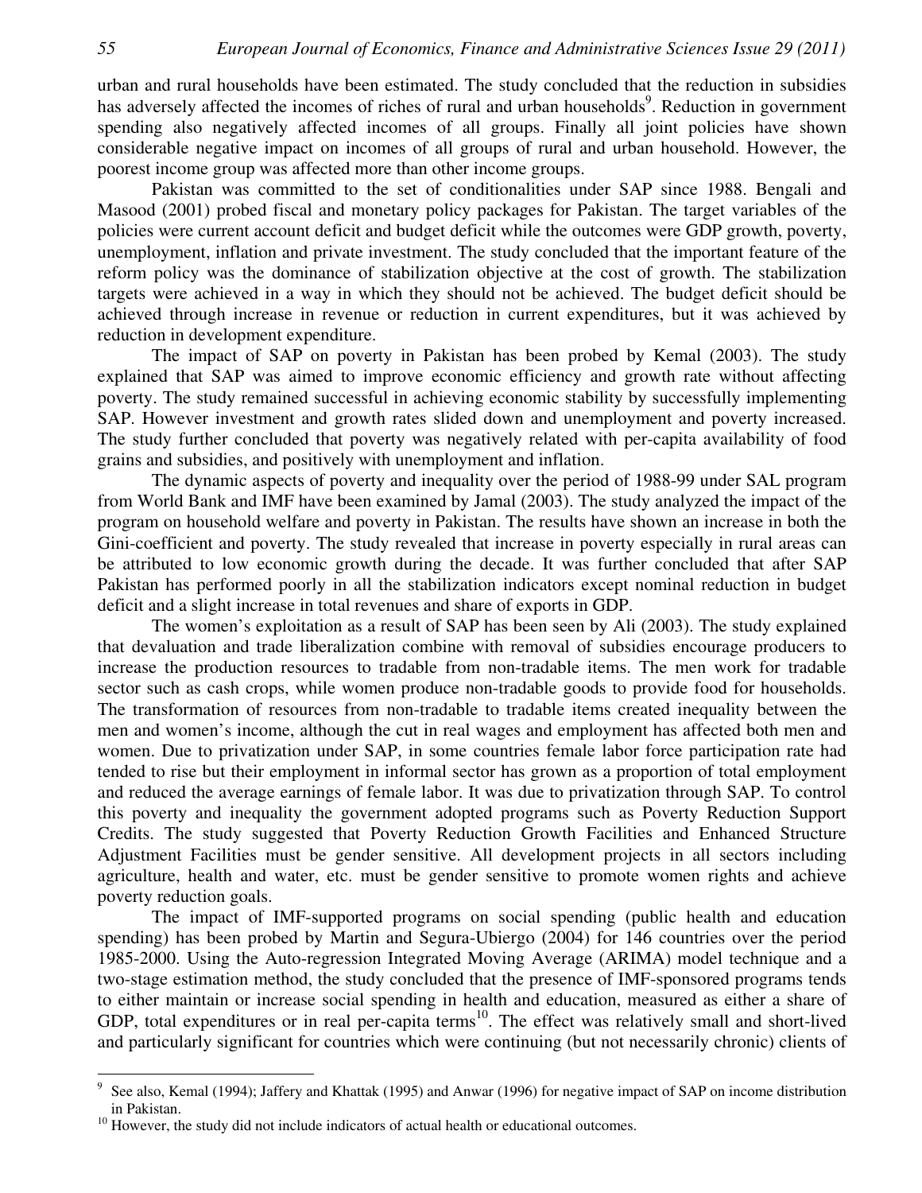urban and rural households have been estimated. The study concluded that the reduction in subsidies has adversely affected the incomes of riches of rural and urban households[9]. Reduction in government spending also negatively affected incomes of all groups. Finally all joint policies have shown considerable negative impact on incomes of all groups of rural and urban household. However, the poorest income group was affected more than other income groups.

Pakistan was committed to the set of conditionalities under SAP since 1988. Bengali and Masood (2001) probed fiscal and monetary policy packages for Pakistan. The target variables of the policies were current account deficit and budget deficit while the outcomes were GDP growth, poverty, unemployment, inflation and private investment. The study concluded that the important feature of the reform policy was the dominance of stabilization objective at the cost of growth. The stabilization targets were achieved in a way in which they should not be achieved. The budget deficit should be achieved through increase in revenue or reduction in current expenditures, but it was achieved by reduction in development expenditure.

The impact of SAP on poverty in Pakistan has been probed by Kemal (2003). The study explained that SAP was aimed to improve economic efficiency and growth rate without affecting poverty. The study remained successful in achieving economic stability by successfully implementing SAP. However investment and growth rates slided down and unemployment and poverty increased. The study further concluded that poverty was negatively related with per-capita availability of food grains and subsidies, and positively with unemployment and inflation.

The dynamic aspects of poverty and inequality over the period of 1988-99 under SAL program from World Bank and IMF have been examined by Jamal (2003). The study analyzed the impact of the program on household welfare and poverty in Pakistan. The results have shown an increase in both the Gini-coefficient and poverty. The study revealed that increase in poverty especially in rural areas can be attributed to low economic growth during the decade. It was further concluded that after SAP Pakistan has performed poorly in all the stabilization indicators except nominal reduction in budget deficit and a slight increase in total revenues and share of exports in GDP.

The women's exploitation as a result of SAP has been seen by Ali (2003). The study explained that devaluation and trade liberalization combine with removal of subsidies encourage producers to increase the production resources to tradable from non-tradable items. The men work for tradable sector such as cash crops, while women produce non-tradable goods to provide food for households. The transformation of resources from non-tradable to tradable items created inequality between the men and women's income, although the cut in real wages and employment has affected both men and women. Due to privatization under SAP, in some countries female labor force participation rate had tended to rise but their employment in informal sector has grown as a proportion of total employment and reduced the average earnings of female labor. It was due to privatization through SAP. To control this poverty and inequality the government adopted programs such as Poverty Reduction Support Credits. The study suggested that Poverty Reduction Growth Facilities and Enhanced Structure Adjustment Facilities must be gender sensitive. All development projects in all sectors including agriculture, health and water, etc. must be gender sensitive to promote women rights and achieve poverty reduction goals.

The impact of IMF-supported programs on social spending (public health and education spending) has been probed by Martin and Segura-Ubiergo (2004) for 146 countries over the period 1985-2000. Using the Auto-regression Integrated Moving Average (ARIMA) model technique and a two-stage estimation method, the study concluded that the presence of IMF-sponsored programs tends to either maintain or increase social spending in health and education, measured as either a share of GDP, total expenditures or in real per-capita terms[10]. The effect was relatively small and short-lived and particularly significant for countries which were continuing (but not necessarily chronic) clients of

---

[9] See also, Kemal (1994); Jaffery and Khattak (1995) and Anwar (1996) for negative impact of SAP on income distribution in Pakistan.

[10] However, the study did not include indicators of actual health or educational outcomes.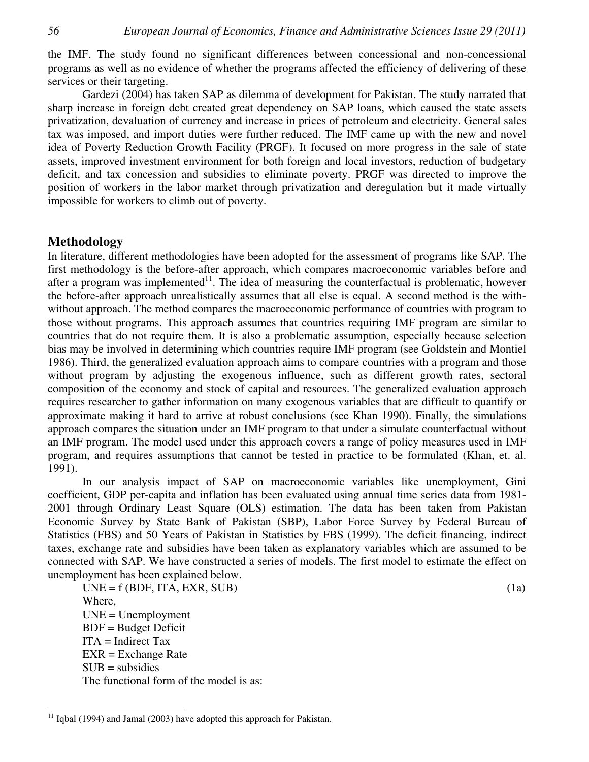the IMF. The study found no significant differences between concessional and non-concessional programs as well as no evidence of whether the programs affected the efficiency of delivering of these services or their targeting.

Gardezi (2004) has taken SAP as dilemma of development for Pakistan. The study narrated that sharp increase in foreign debt created great dependency on SAP loans, which caused the state assets privatization, devaluation of currency and increase in prices of petroleum and electricity. General sales tax was imposed, and import duties were further reduced. The IMF came up with the new and novel idea of Poverty Reduction Growth Facility (PRGF). It focused on more progress in the sale of state assets, improved investment environment for both foreign and local investors, reduction of budgetary deficit, and tax concession and subsidies to eliminate poverty. PRGF was directed to improve the position of workers in the labor market through privatization and deregulation but it made virtually impossible for workers to climb out of poverty.

## Methodology

In literature, different methodologies have been adopted for the assessment of programs like SAP. The first methodology is the before-after approach, which compares macroeconomic variables before and after a program was implemented[11]. The idea of measuring the counterfactual is problematic, however the before-after approach unrealistically assumes that all else is equal. A second method is the with-without approach. The method compares the macroeconomic performance of countries with program to those without programs. This approach assumes that countries requiring IMF program are similar to countries that do not require them. It is also a problematic assumption, especially because selection bias may be involved in determining which countries require IMF program (see Goldstein and Montiel 1986). Third, the generalized evaluation approach aims to compare countries with a program and those without program by adjusting the exogenous influence, such as different growth rates, sectoral composition of the economy and stock of capital and resources. The generalized evaluation approach requires researcher to gather information on many exogenous variables that are difficult to quantify or approximate making it hard to arrive at robust conclusions (see Khan 1990). Finally, the simulations approach compares the situation under an IMF program to that under a simulate counterfactual without an IMF program. The model used under this approach covers a range of policy measures used in IMF program, and requires assumptions that cannot be tested in practice to be formulated (Khan, et. al. 1991).

In our analysis impact of SAP on macroeconomic variables like unemployment, Gini coefficient, GDP per-capita and inflation has been evaluated using annual time series data from 1981-2001 through Ordinary Least Square (OLS) estimation. The data has been taken from Pakistan Economic Survey by State Bank of Pakistan (SBP), Labor Force Survey by Federal Bureau of Statistics (FBS) and 50 Years of Pakistan in Statistics by FBS (1999). The deficit financing, indirect taxes, exchange rate and subsidies have been taken as explanatory variables which are assumed to be connected with SAP. We have constructed a series of models. The first model to estimate the effect on unemployment has been explained below.

$$UNE = f\,(BDF, ITA, EXR, SUB) \qquad (1a)$$

Where,

UNE = Unemployment
BDF = Budget Deficit
ITA = Indirect Tax
EXR = Exchange Rate
SUB = subsidies

The functional form of the model is as:

[11] Iqbal (1994) and Jamal (2003) have adopted this approach for Pakistan.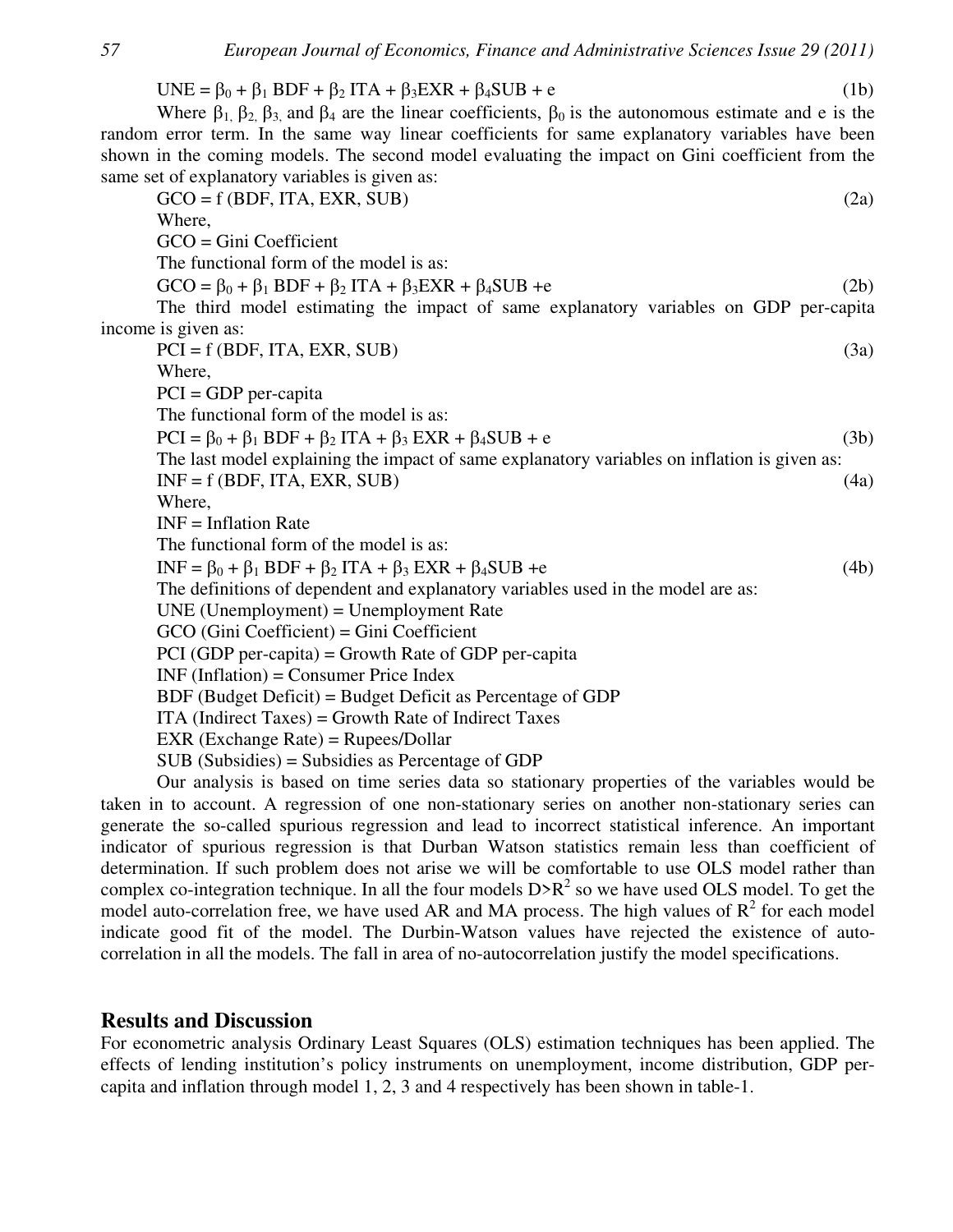$$UNE = \beta_0 + \beta_1 BDF + \beta_2 ITA + \beta_3 EXR + \beta_4 SUB + e \tag{1b}$$

Where $\beta_1$, $\beta_2$, $\beta_3$, and $\beta_4$ are the linear coefficients, $\beta_0$ is the autonomous estimate and e is the random error term. In the same way linear coefficients for same explanatory variables have been shown in the coming models. The second model evaluating the impact on Gini coefficient from the same set of explanatory variables is given as:

$$GCO = f(BDF, ITA, EXR, SUB) \tag{2a}$$

Where,

GCO = Gini Coefficient

The functional form of the model is as:

$$GCO = \beta_0 + \beta_1 BDF + \beta_2 ITA + \beta_3 EXR + \beta_4 SUB + e \tag{2b}$$

The third model estimating the impact of same explanatory variables on GDP per-capita income is given as:

$$PCI = f(BDF, ITA, EXR, SUB) \tag{3a}$$

Where,

PCI = GDP per-capita

The functional form of the model is as:

$$PCI = \beta_0 + \beta_1 BDF + \beta_2 ITA + \beta_3 EXR + \beta_4 SUB + e \tag{3b}$$

The last model explaining the impact of same explanatory variables on inflation is given as:

$$INF = f(BDF, ITA, EXR, SUB) \tag{4a}$$

Where,

INF = Inflation Rate

The functional form of the model is as:

$$INF = \beta_0 + \beta_1 BDF + \beta_2 ITA + \beta_3 EXR + \beta_4 SUB + e \tag{4b}$$

The definitions of dependent and explanatory variables used in the model are as:

UNE (Unemployment) = Unemployment Rate

GCO (Gini Coefficient) = Gini Coefficient

PCI (GDP per-capita) = Growth Rate of GDP per-capita

INF (Inflation) = Consumer Price Index

BDF (Budget Deficit) = Budget Deficit as Percentage of GDP

ITA (Indirect Taxes) = Growth Rate of Indirect Taxes

EXR (Exchange Rate) = Rupees/Dollar

SUB (Subsidies) = Subsidies as Percentage of GDP

Our analysis is based on time series data so stationary properties of the variables would be taken in to account. A regression of one non-stationary series on another non-stationary series can generate the so-called spurious regression and lead to incorrect statistical inference. An important indicator of spurious regression is that Durban Watson statistics remain less than coefficient of determination. If such problem does not arise we will be comfortable to use OLS model rather than complex co-integration technique. In all the four models $D>R^2$ so we have used OLS model. To get the model auto-correlation free, we have used AR and MA process. The high values of $R^2$ for each model indicate good fit of the model. The Durbin-Watson values have rejected the existence of auto-correlation in all the models. The fall in area of no-autocorrelation justify the model specifications.

## Results and Discussion

For econometric analysis Ordinary Least Squares (OLS) estimation techniques has been applied. The effects of lending institution's policy instruments on unemployment, income distribution, GDP per-capita and inflation through model 1, 2, 3 and 4 respectively has been shown in table-1.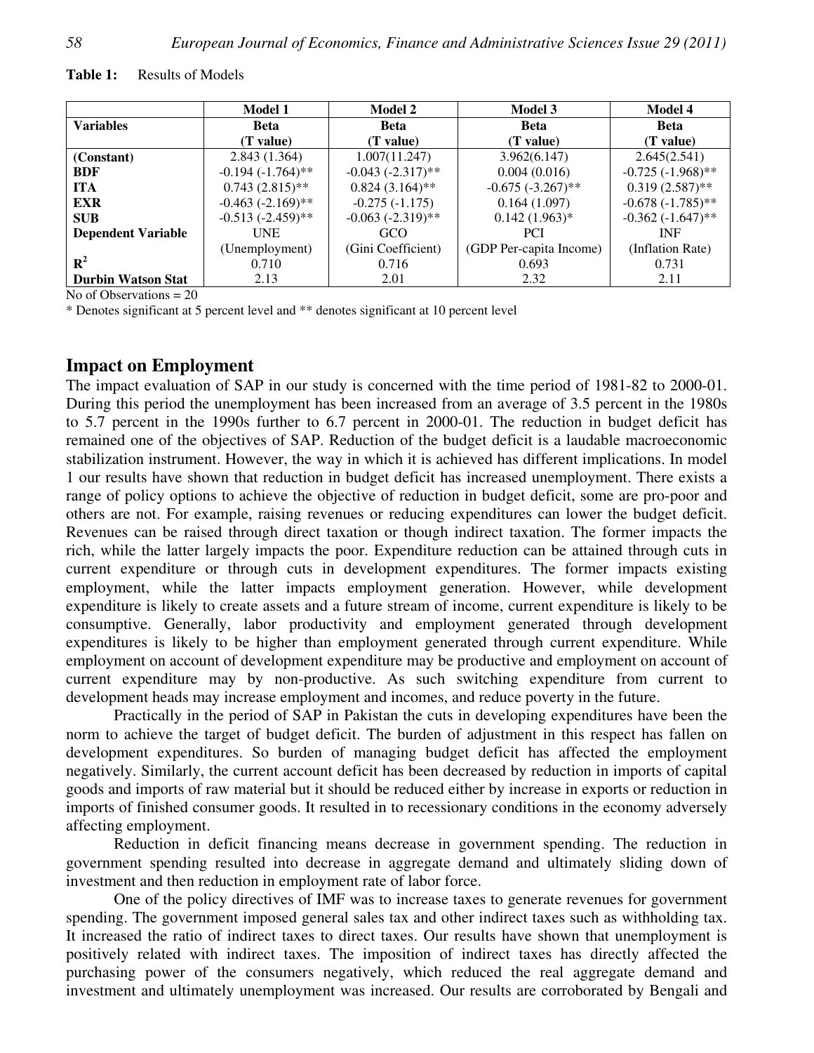**Table 1:** Results of Models

| Variables | Model 1 Beta (T value) | Model 2 Beta (T value) | Model 3 Beta (T value) | Model 4 Beta (T value) |
|---|---|---|---|---|
| **(Constant)** | 2.843 (1.364) | 1.007(11.247) | 3.962(6.147) | 2.645(2.541) |
| **BDF** | -0.194 (-1.764)** | -0.043 (-2.317)** | 0.004 (0.016) | -0.725 (-1.968)** |
| **ITA** | 0.743 (2.815)** | 0.824 (3.164)** | -0.675 (-3.267)** | 0.319 (2.587)** |
| **EXR** | -0.463 (-2.169)** | -0.275 (-1.175) | 0.164 (1.097) | -0.678 (-1.785)** |
| **SUB** | -0.513 (-2.459)** | -0.063 (-2.319)** | 0.142 (1.963)* | -0.362 (-1.647)** |
| **Dependent Variable** | UNE (Unemployment) | GCO (Gini Coefficient) | PCI (GDP Per-capita Income) | INF (Inflation Rate) |
| **$R^2$** | 0.710 | 0.716 | 0.693 | 0.731 |
| **Durbin Watson Stat** | 2.13 | 2.01 | 2.32 | 2.11 |

No of Observations = 20

* Denotes significant at 5 percent level and ** denotes significant at 10 percent level

## Impact on Employment

The impact evaluation of SAP in our study is concerned with the time period of 1981-82 to 2000-01. During this period the unemployment has been increased from an average of 3.5 percent in the 1980s to 5.7 percent in the 1990s further to 6.7 percent in 2000-01. The reduction in budget deficit has remained one of the objectives of SAP. Reduction of the budget deficit is a laudable macroeconomic stabilization instrument. However, the way in which it is achieved has different implications. In model 1 our results have shown that reduction in budget deficit has increased unemployment. There exists a range of policy options to achieve the objective of reduction in budget deficit, some are pro-poor and others are not. For example, raising revenues or reducing expenditures can lower the budget deficit. Revenues can be raised through direct taxation or though indirect taxation. The former impacts the rich, while the latter largely impacts the poor. Expenditure reduction can be attained through cuts in current expenditure or through cuts in development expenditures. The former impacts existing employment, while the latter impacts employment generation. However, while development expenditure is likely to create assets and a future stream of income, current expenditure is likely to be consumptive. Generally, labor productivity and employment generated through development expenditures is likely to be higher than employment generated through current expenditure. While employment on account of development expenditure may be productive and employment on account of current expenditure may by non-productive. As such switching expenditure from current to development heads may increase employment and incomes, and reduce poverty in the future.

Practically in the period of SAP in Pakistan the cuts in developing expenditures have been the norm to achieve the target of budget deficit. The burden of adjustment in this respect has fallen on development expenditures. So burden of managing budget deficit has affected the employment negatively. Similarly, the current account deficit has been decreased by reduction in imports of capital goods and imports of raw material but it should be reduced either by increase in exports or reduction in imports of finished consumer goods. It resulted in to recessionary conditions in the economy adversely affecting employment.

Reduction in deficit financing means decrease in government spending. The reduction in government spending resulted into decrease in aggregate demand and ultimately sliding down of investment and then reduction in employment rate of labor force.

One of the policy directives of IMF was to increase taxes to generate revenues for government spending. The government imposed general sales tax and other indirect taxes such as withholding tax. It increased the ratio of indirect taxes to direct taxes. Our results have shown that unemployment is positively related with indirect taxes. The imposition of indirect taxes has directly affected the purchasing power of the consumers negatively, which reduced the real aggregate demand and investment and ultimately unemployment was increased. Our results are corroborated by Bengali and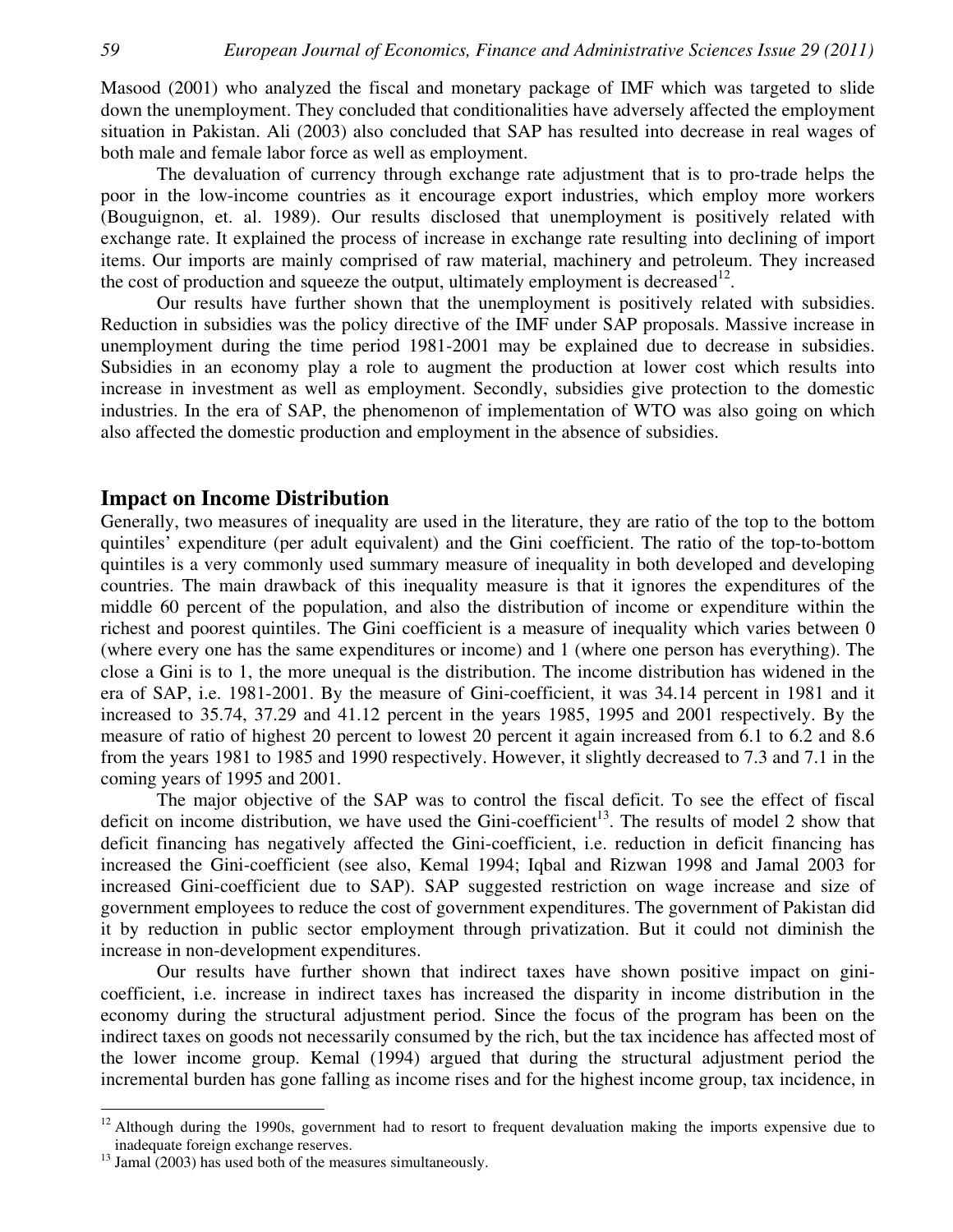Masood (2001) who analyzed the fiscal and monetary package of IMF which was targeted to slide down the unemployment. They concluded that conditionalities have adversely affected the employment situation in Pakistan. Ali (2003) also concluded that SAP has resulted into decrease in real wages of both male and female labor force as well as employment.

The devaluation of currency through exchange rate adjustment that is to pro-trade helps the poor in the low-income countries as it encourage export industries, which employ more workers (Bouguignon, et. al. 1989). Our results disclosed that unemployment is positively related with exchange rate. It explained the process of increase in exchange rate resulting into declining of import items. Our imports are mainly comprised of raw material, machinery and petroleum. They increased the cost of production and squeeze the output, ultimately employment is decreased[12].

Our results have further shown that the unemployment is positively related with subsidies. Reduction in subsidies was the policy directive of the IMF under SAP proposals. Massive increase in unemployment during the time period 1981-2001 may be explained due to decrease in subsidies. Subsidies in an economy play a role to augment the production at lower cost which results into increase in investment as well as employment. Secondly, subsidies give protection to the domestic industries. In the era of SAP, the phenomenon of implementation of WTO was also going on which also affected the domestic production and employment in the absence of subsidies.

## Impact on Income Distribution

Generally, two measures of inequality are used in the literature, they are ratio of the top to the bottom quintiles' expenditure (per adult equivalent) and the Gini coefficient. The ratio of the top-to-bottom quintiles is a very commonly used summary measure of inequality in both developed and developing countries. The main drawback of this inequality measure is that it ignores the expenditures of the middle 60 percent of the population, and also the distribution of income or expenditure within the richest and poorest quintiles. The Gini coefficient is a measure of inequality which varies between 0 (where every one has the same expenditures or income) and 1 (where one person has everything). The close a Gini is to 1, the more unequal is the distribution. The income distribution has widened in the era of SAP, i.e. 1981-2001. By the measure of Gini-coefficient, it was 34.14 percent in 1981 and it increased to 35.74, 37.29 and 41.12 percent in the years 1985, 1995 and 2001 respectively. By the measure of ratio of highest 20 percent to lowest 20 percent it again increased from 6.1 to 6.2 and 8.6 from the years 1981 to 1985 and 1990 respectively. However, it slightly decreased to 7.3 and 7.1 in the coming years of 1995 and 2001.

The major objective of the SAP was to control the fiscal deficit. To see the effect of fiscal deficit on income distribution, we have used the Gini-coefficient[13]. The results of model 2 show that deficit financing has negatively affected the Gini-coefficient, i.e. reduction in deficit financing has increased the Gini-coefficient (see also, Kemal 1994; Iqbal and Rizwan 1998 and Jamal 2003 for increased Gini-coefficient due to SAP). SAP suggested restriction on wage increase and size of government employees to reduce the cost of government expenditures. The government of Pakistan did it by reduction in public sector employment through privatization. But it could not diminish the increase in non-development expenditures.

Our results have further shown that indirect taxes have shown positive impact on gini-coefficient, i.e. increase in indirect taxes has increased the disparity in income distribution in the economy during the structural adjustment period. Since the focus of the program has been on the indirect taxes on goods not necessarily consumed by the rich, but the tax incidence has affected most of the lower income group. Kemal (1994) argued that during the structural adjustment period the incremental burden has gone falling as income rises and for the highest income group, tax incidence, in

---

[12] Although during the 1990s, government had to resort to frequent devaluation making the imports expensive due to inadequate foreign exchange reserves.

[13] Jamal (2003) has used both of the measures simultaneously.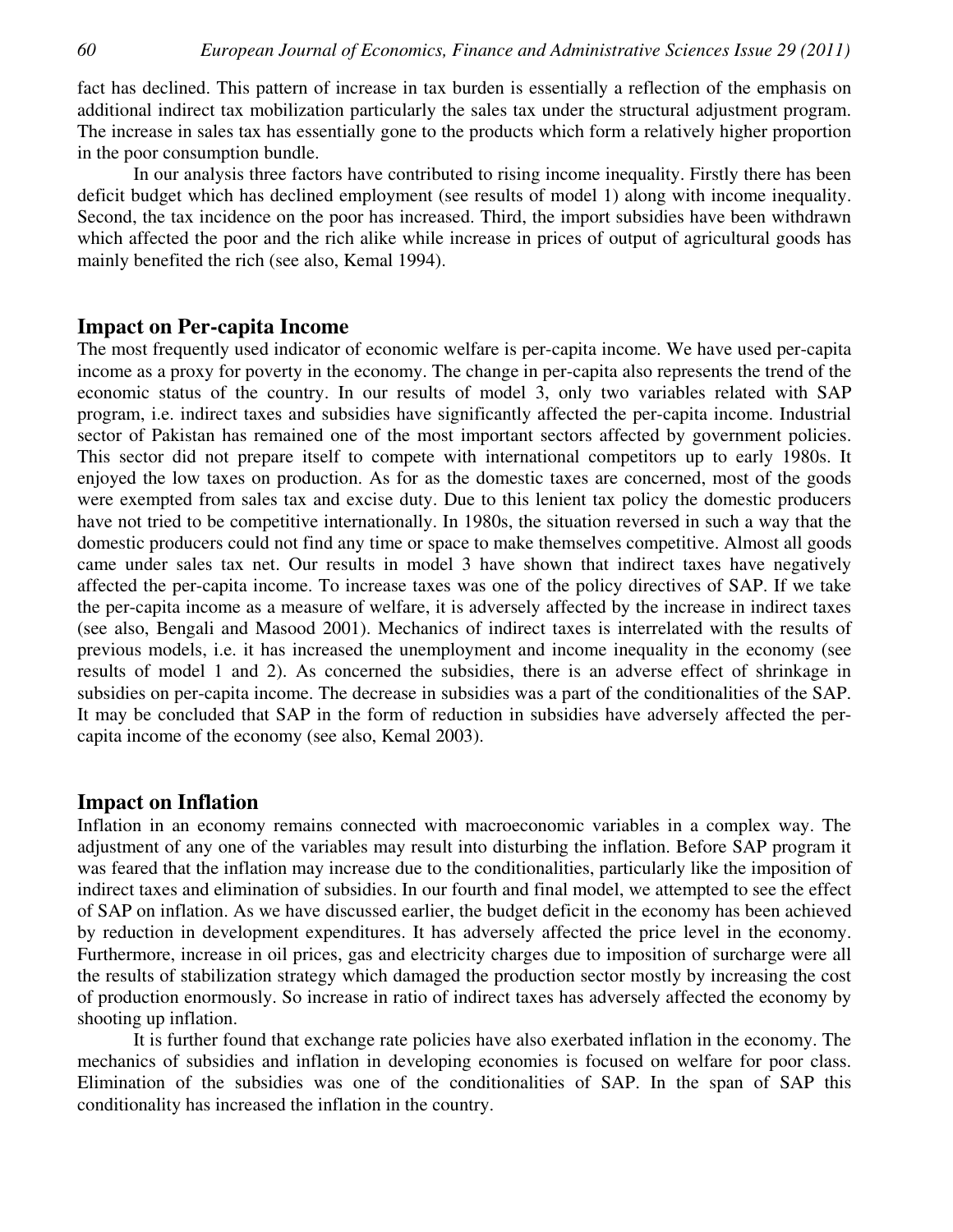fact has declined. This pattern of increase in tax burden is essentially a reflection of the emphasis on additional indirect tax mobilization particularly the sales tax under the structural adjustment program. The increase in sales tax has essentially gone to the products which form a relatively higher proportion in the poor consumption bundle.

In our analysis three factors have contributed to rising income inequality. Firstly there has been deficit budget which has declined employment (see results of model 1) along with income inequality. Second, the tax incidence on the poor has increased. Third, the import subsidies have been withdrawn which affected the poor and the rich alike while increase in prices of output of agricultural goods has mainly benefited the rich (see also, Kemal 1994).

## Impact on Per-capita Income

The most frequently used indicator of economic welfare is per-capita income. We have used per-capita income as a proxy for poverty in the economy. The change in per-capita also represents the trend of the economic status of the country. In our results of model 3, only two variables related with SAP program, i.e. indirect taxes and subsidies have significantly affected the per-capita income. Industrial sector of Pakistan has remained one of the most important sectors affected by government policies. This sector did not prepare itself to compete with international competitors up to early 1980s. It enjoyed the low taxes on production. As for as the domestic taxes are concerned, most of the goods were exempted from sales tax and excise duty. Due to this lenient tax policy the domestic producers have not tried to be competitive internationally. In 1980s, the situation reversed in such a way that the domestic producers could not find any time or space to make themselves competitive. Almost all goods came under sales tax net. Our results in model 3 have shown that indirect taxes have negatively affected the per-capita income. To increase taxes was one of the policy directives of SAP. If we take the per-capita income as a measure of welfare, it is adversely affected by the increase in indirect taxes (see also, Bengali and Masood 2001). Mechanics of indirect taxes is interrelated with the results of previous models, i.e. it has increased the unemployment and income inequality in the economy (see results of model 1 and 2). As concerned the subsidies, there is an adverse effect of shrinkage in subsidies on per-capita income. The decrease in subsidies was a part of the conditionalities of the SAP. It may be concluded that SAP in the form of reduction in subsidies have adversely affected the per-capita income of the economy (see also, Kemal 2003).

## Impact on Inflation

Inflation in an economy remains connected with macroeconomic variables in a complex way. The adjustment of any one of the variables may result into disturbing the inflation. Before SAP program it was feared that the inflation may increase due to the conditionalities, particularly like the imposition of indirect taxes and elimination of subsidies. In our fourth and final model, we attempted to see the effect of SAP on inflation. As we have discussed earlier, the budget deficit in the economy has been achieved by reduction in development expenditures. It has adversely affected the price level in the economy. Furthermore, increase in oil prices, gas and electricity charges due to imposition of surcharge were all the results of stabilization strategy which damaged the production sector mostly by increasing the cost of production enormously. So increase in ratio of indirect taxes has adversely affected the economy by shooting up inflation.

It is further found that exchange rate policies have also exerbated inflation in the economy. The mechanics of subsidies and inflation in developing economies is focused on welfare for poor class. Elimination of the subsidies was one of the conditionalities of SAP. In the span of SAP this conditionality has increased the inflation in the country.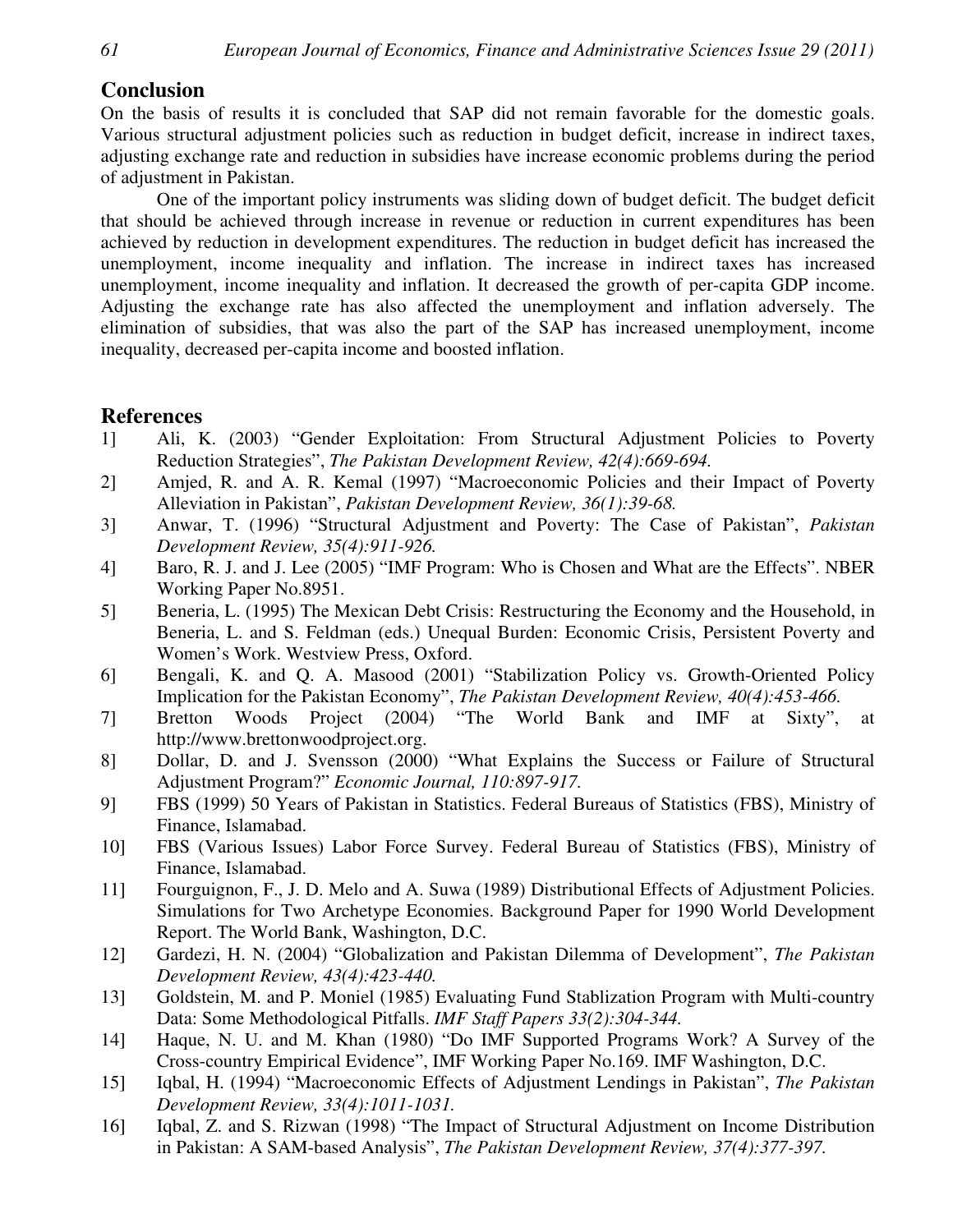## Conclusion

On the basis of results it is concluded that SAP did not remain favorable for the domestic goals. Various structural adjustment policies such as reduction in budget deficit, increase in indirect taxes, adjusting exchange rate and reduction in subsidies have increase economic problems during the period of adjustment in Pakistan.

One of the important policy instruments was sliding down of budget deficit. The budget deficit that should be achieved through increase in revenue or reduction in current expenditures has been achieved by reduction in development expenditures. The reduction in budget deficit has increased the unemployment, income inequality and inflation. The increase in indirect taxes has increased unemployment, income inequality and inflation. It decreased the growth of per-capita GDP income. Adjusting the exchange rate has also affected the unemployment and inflation adversely. The elimination of subsidies, that was also the part of the SAP has increased unemployment, income inequality, decreased per-capita income and boosted inflation.

## References

1] Ali, K. (2003) "Gender Exploitation: From Structural Adjustment Policies to Poverty Reduction Strategies", *The Pakistan Development Review, 42(4):669-694.*

2] Amjed, R. and A. R. Kemal (1997) "Macroeconomic Policies and their Impact of Poverty Alleviation in Pakistan", *Pakistan Development Review, 36(1):39-68.*

3] Anwar, T. (1996) "Structural Adjustment and Poverty: The Case of Pakistan", *Pakistan Development Review, 35(4):911-926.*

4] Baro, R. J. and J. Lee (2005) "IMF Program: Who is Chosen and What are the Effects". NBER Working Paper No.8951.

5] Beneria, L. (1995) The Mexican Debt Crisis: Restructuring the Economy and the Household, in Beneria, L. and S. Feldman (eds.) Unequal Burden: Economic Crisis, Persistent Poverty and Women's Work. Westview Press, Oxford.

6] Bengali, K. and Q. A. Masood (2001) "Stabilization Policy vs. Growth-Oriented Policy Implication for the Pakistan Economy", *The Pakistan Development Review, 40(4):453-466.*

7] Bretton Woods Project (2004) "The World Bank and IMF at Sixty", at http://www.brettonwoodproject.org.

8] Dollar, D. and J. Svensson (2000) "What Explains the Success or Failure of Structural Adjustment Program?" *Economic Journal, 110:897-917.*

9] FBS (1999) 50 Years of Pakistan in Statistics. Federal Bureaus of Statistics (FBS), Ministry of Finance, Islamabad.

10] FBS (Various Issues) Labor Force Survey. Federal Bureau of Statistics (FBS), Ministry of Finance, Islamabad.

11] Fourguignon, F., J. D. Melo and A. Suwa (1989) Distributional Effects of Adjustment Policies. Simulations for Two Archetype Economies. Background Paper for 1990 World Development Report. The World Bank, Washington, D.C.

12] Gardezi, H. N. (2004) "Globalization and Pakistan Dilemma of Development", *The Pakistan Development Review, 43(4):423-440.*

13] Goldstein, M. and P. Moniel (1985) Evaluating Fund Stablization Program with Multi-country Data: Some Methodological Pitfalls. *IMF Staff Papers 33(2):304-344.*

14] Haque, N. U. and M. Khan (1980) "Do IMF Supported Programs Work? A Survey of the Cross-country Empirical Evidence", IMF Working Paper No.169. IMF Washington, D.C.

15] Iqbal, H. (1994) "Macroeconomic Effects of Adjustment Lendings in Pakistan", *The Pakistan Development Review, 33(4):1011-1031.*

16] Iqbal, Z. and S. Rizwan (1998) "The Impact of Structural Adjustment on Income Distribution in Pakistan: A SAM-based Analysis", *The Pakistan Development Review, 37(4):377-397.*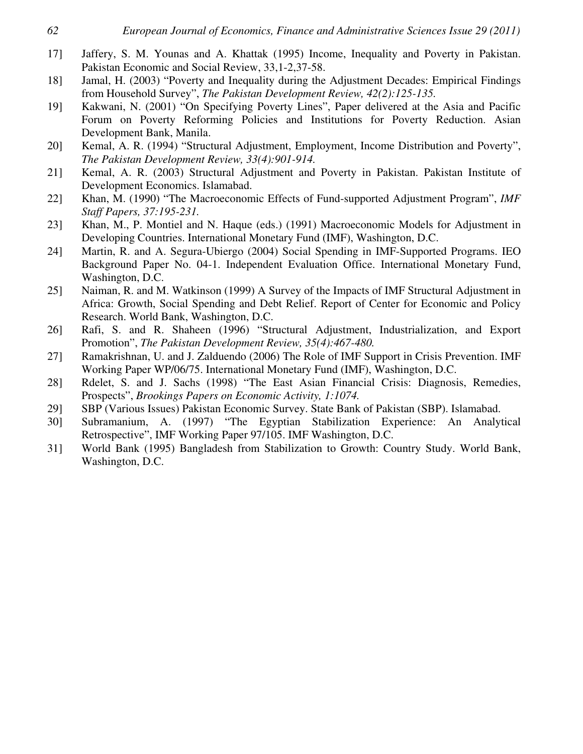17] Jaffery, S. M. Younas and A. Khattak (1995) Income, Inequality and Poverty in Pakistan. Pakistan Economic and Social Review, 33,1-2,37-58.

18] Jamal, H. (2003) "Poverty and Inequality during the Adjustment Decades: Empirical Findings from Household Survey", *The Pakistan Development Review, 42(2):125-135.*

19] Kakwani, N. (2001) "On Specifying Poverty Lines", Paper delivered at the Asia and Pacific Forum on Poverty Reforming Policies and Institutions for Poverty Reduction. Asian Development Bank, Manila.

20] Kemal, A. R. (1994) "Structural Adjustment, Employment, Income Distribution and Poverty", *The Pakistan Development Review, 33(4):901-914.*

21] Kemal, A. R. (2003) Structural Adjustment and Poverty in Pakistan. Pakistan Institute of Development Economics. Islamabad.

22] Khan, M. (1990) "The Macroeconomic Effects of Fund-supported Adjustment Program", *IMF Staff Papers, 37:195-231.*

23] Khan, M., P. Montiel and N. Haque (eds.) (1991) Macroeconomic Models for Adjustment in Developing Countries. International Monetary Fund (IMF), Washington, D.C.

24] Martin, R. and A. Segura-Ubiergo (2004) Social Spending in IMF-Supported Programs. IEO Background Paper No. 04-1. Independent Evaluation Office. International Monetary Fund, Washington, D.C.

25] Naiman, R. and M. Watkinson (1999) A Survey of the Impacts of IMF Structural Adjustment in Africa: Growth, Social Spending and Debt Relief. Report of Center for Economic and Policy Research. World Bank, Washington, D.C.

26] Rafi, S. and R. Shaheen (1996) "Structural Adjustment, Industrialization, and Export Promotion", *The Pakistan Development Review, 35(4):467-480.*

27] Ramakrishnan, U. and J. Zalduendo (2006) The Role of IMF Support in Crisis Prevention. IMF Working Paper WP/06/75. International Monetary Fund (IMF), Washington, D.C.

28] Rdelet, S. and J. Sachs (1998) "The East Asian Financial Crisis: Diagnosis, Remedies, Prospects", *Brookings Papers on Economic Activity, 1:1074.*

29] SBP (Various Issues) Pakistan Economic Survey. State Bank of Pakistan (SBP). Islamabad.

30] Subramanium, A. (1997) "The Egyptian Stabilization Experience: An Analytical Retrospective", IMF Working Paper 97/105. IMF Washington, D.C.

31] World Bank (1995) Bangladesh from Stabilization to Growth: Country Study. World Bank, Washington, D.C.